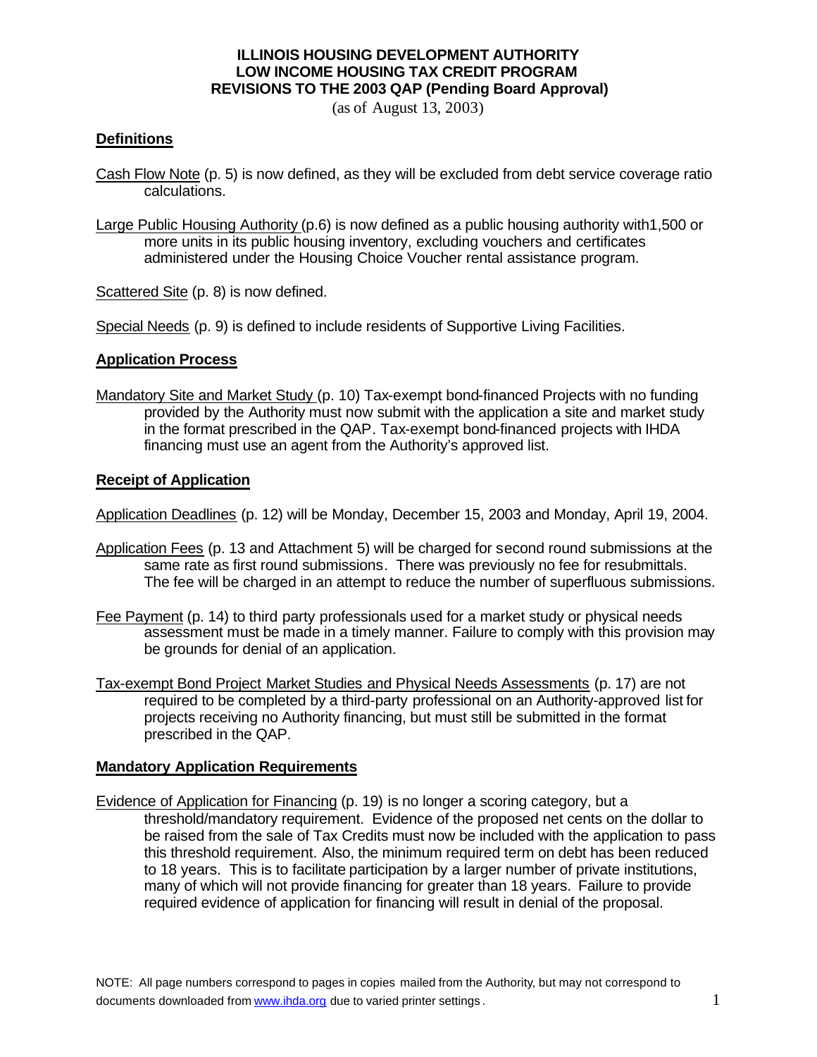# ILLINOIS HOUSING DEVELOPMENT AUTHORITY
# LOW INCOME HOUSING TAX CREDIT PROGRAM
# REVISIONS TO THE 2003 QAP (Pending Board Approval)

(as of August 13, 2003)

## Definitions

Cash Flow Note (p. 5) is now defined, as they will be excluded from debt service coverage ratio calculations.

Large Public Housing Authority (p.6) is now defined as a public housing authority with1,500 or more units in its public housing inventory, excluding vouchers and certificates administered under the Housing Choice Voucher rental assistance program.

Scattered Site (p. 8) is now defined.

Special Needs (p. 9) is defined to include residents of Supportive Living Facilities.

## Application Process

Mandatory Site and Market Study (p. 10) Tax-exempt bond-financed Projects with no funding provided by the Authority must now submit with the application a site and market study in the format prescribed in the QAP. Tax-exempt bond-financed projects with IHDA financing must use an agent from the Authority's approved list.

## Receipt of Application

Application Deadlines (p. 12) will be Monday, December 15, 2003 and Monday, April 19, 2004.

Application Fees (p. 13 and Attachment 5) will be charged for second round submissions at the same rate as first round submissions. There was previously no fee for resubmittals. The fee will be charged in an attempt to reduce the number of superfluous submissions.

Fee Payment (p. 14) to third party professionals used for a market study or physical needs assessment must be made in a timely manner. Failure to comply with this provision may be grounds for denial of an application.

Tax-exempt Bond Project Market Studies and Physical Needs Assessments (p. 17) are not required to be completed by a third-party professional on an Authority-approved list for projects receiving no Authority financing, but must still be submitted in the format prescribed in the QAP.

## Mandatory Application Requirements

Evidence of Application for Financing (p. 19) is no longer a scoring category, but a threshold/mandatory requirement. Evidence of the proposed net cents on the dollar to be raised from the sale of Tax Credits must now be included with the application to pass this threshold requirement. Also, the minimum required term on debt has been reduced to 18 years. This is to facilitate participation by a larger number of private institutions, many of which will not provide financing for greater than 18 years. Failure to provide required evidence of application for financing will result in denial of the proposal.

NOTE: All page numbers correspond to pages in copies mailed from the Authority, but may not correspond to documents downloaded from www.ihda.org due to varied printer settings.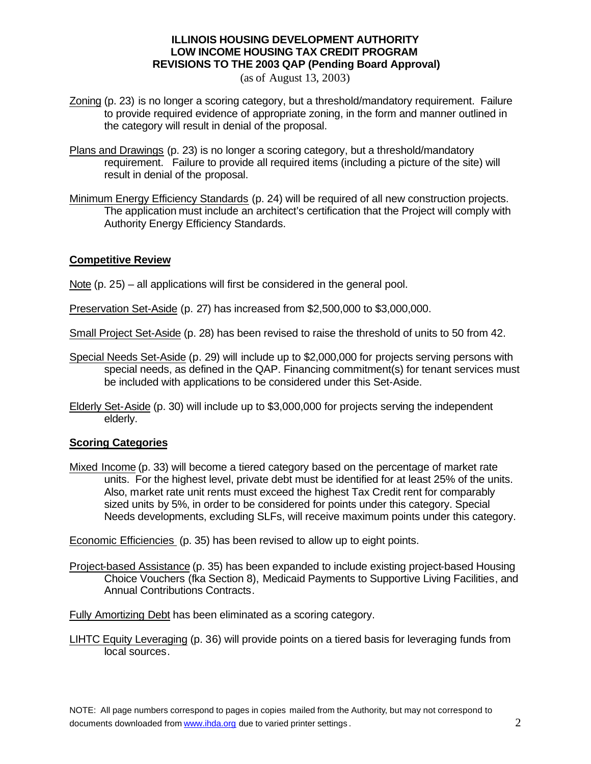**ILLINOIS HOUSING DEVELOPMENT AUTHORITY**
**LOW INCOME HOUSING TAX CREDIT PROGRAM**
**REVISIONS TO THE 2003 QAP (Pending Board Approval)**
(as of August 13, 2003)

Zoning (p. 23) is no longer a scoring category, but a threshold/mandatory requirement. Failure to provide required evidence of appropriate zoning, in the form and manner outlined in the category will result in denial of the proposal.

Plans and Drawings (p. 23) is no longer a scoring category, but a threshold/mandatory requirement. Failure to provide all required items (including a picture of the site) will result in denial of the proposal.

Minimum Energy Efficiency Standards (p. 24) will be required of all new construction projects. The application must include an architect's certification that the Project will comply with Authority Energy Efficiency Standards.

## Competitive Review

Note (p. 25) – all applications will first be considered in the general pool.

Preservation Set-Aside (p. 27) has increased from $2,500,000 to $3,000,000.

Small Project Set-Aside (p. 28) has been revised to raise the threshold of units to 50 from 42.

Special Needs Set-Aside (p. 29) will include up to $2,000,000 for projects serving persons with special needs, as defined in the QAP. Financing commitment(s) for tenant services must be included with applications to be considered under this Set-Aside.

Elderly Set-Aside (p. 30) will include up to $3,000,000 for projects serving the independent elderly.

## Scoring Categories

Mixed Income (p. 33) will become a tiered category based on the percentage of market rate units. For the highest level, private debt must be identified for at least 25% of the units. Also, market rate unit rents must exceed the highest Tax Credit rent for comparably sized units by 5%, in order to be considered for points under this category. Special Needs developments, excluding SLFs, will receive maximum points under this category.

Economic Efficiencies (p. 35) has been revised to allow up to eight points.

Project-based Assistance (p. 35) has been expanded to include existing project-based Housing Choice Vouchers (fka Section 8), Medicaid Payments to Supportive Living Facilities, and Annual Contributions Contracts.

Fully Amortizing Debt has been eliminated as a scoring category.

LIHTC Equity Leveraging (p. 36) will provide points on a tiered basis for leveraging funds from local sources.

NOTE: All page numbers correspond to pages in copies mailed from the Authority, but may not correspond to documents downloaded from www.ihda.org due to varied printer settings.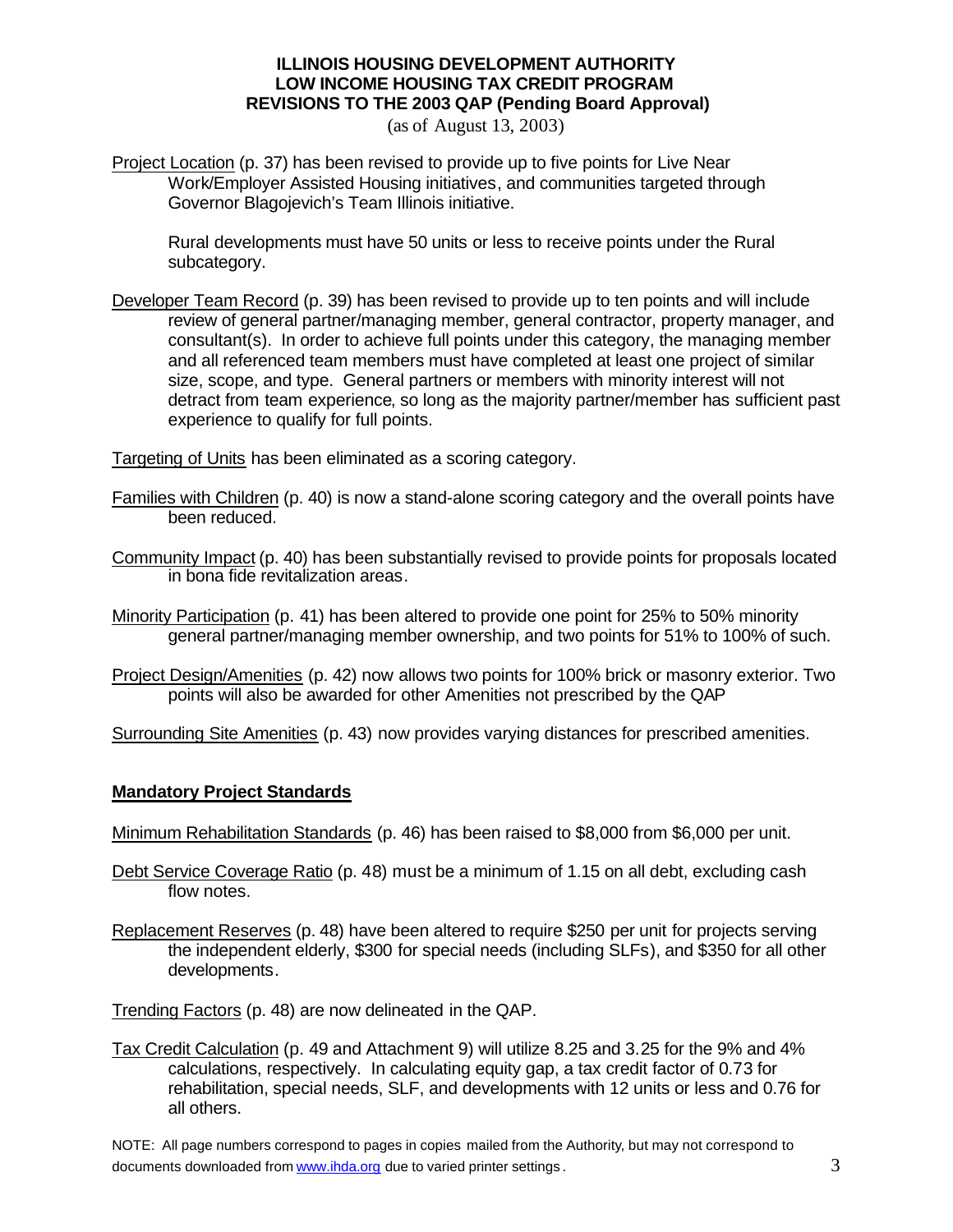**ILLINOIS HOUSING DEVELOPMENT AUTHORITY**
**LOW INCOME HOUSING TAX CREDIT PROGRAM**
**REVISIONS TO THE 2003 QAP (Pending Board Approval)**
(as of August 13, 2003)

Project Location (p. 37) has been revised to provide up to five points for Live Near Work/Employer Assisted Housing initiatives, and communities targeted through Governor Blagojevich's Team Illinois initiative.

Rural developments must have 50 units or less to receive points under the Rural subcategory.

Developer Team Record (p. 39) has been revised to provide up to ten points and will include review of general partner/managing member, general contractor, property manager, and consultant(s). In order to achieve full points under this category, the managing member and all referenced team members must have completed at least one project of similar size, scope, and type. General partners or members with minority interest will not detract from team experience, so long as the majority partner/member has sufficient past experience to qualify for full points.

Targeting of Units has been eliminated as a scoring category.

Families with Children (p. 40) is now a stand-alone scoring category and the overall points have been reduced.

Community Impact (p. 40) has been substantially revised to provide points for proposals located in bona fide revitalization areas.

Minority Participation (p. 41) has been altered to provide one point for 25% to 50% minority general partner/managing member ownership, and two points for 51% to 100% of such.

Project Design/Amenities (p. 42) now allows two points for 100% brick or masonry exterior. Two points will also be awarded for other Amenities not prescribed by the QAP

Surrounding Site Amenities (p. 43) now provides varying distances for prescribed amenities.

**Mandatory Project Standards**

Minimum Rehabilitation Standards (p. 46) has been raised to $8,000 from $6,000 per unit.

Debt Service Coverage Ratio (p. 48) must be a minimum of 1.15 on all debt, excluding cash flow notes.

Replacement Reserves (p. 48) have been altered to require $250 per unit for projects serving the independent elderly, $300 for special needs (including SLFs), and $350 for all other developments.

Trending Factors (p. 48) are now delineated in the QAP.

Tax Credit Calculation (p. 49 and Attachment 9) will utilize 8.25 and 3.25 for the 9% and 4% calculations, respectively. In calculating equity gap, a tax credit factor of 0.73 for rehabilitation, special needs, SLF, and developments with 12 units or less and 0.76 for all others.

NOTE: All page numbers correspond to pages in copies mailed from the Authority, but may not correspond to documents downloaded from www.ihda.org due to varied printer settings.